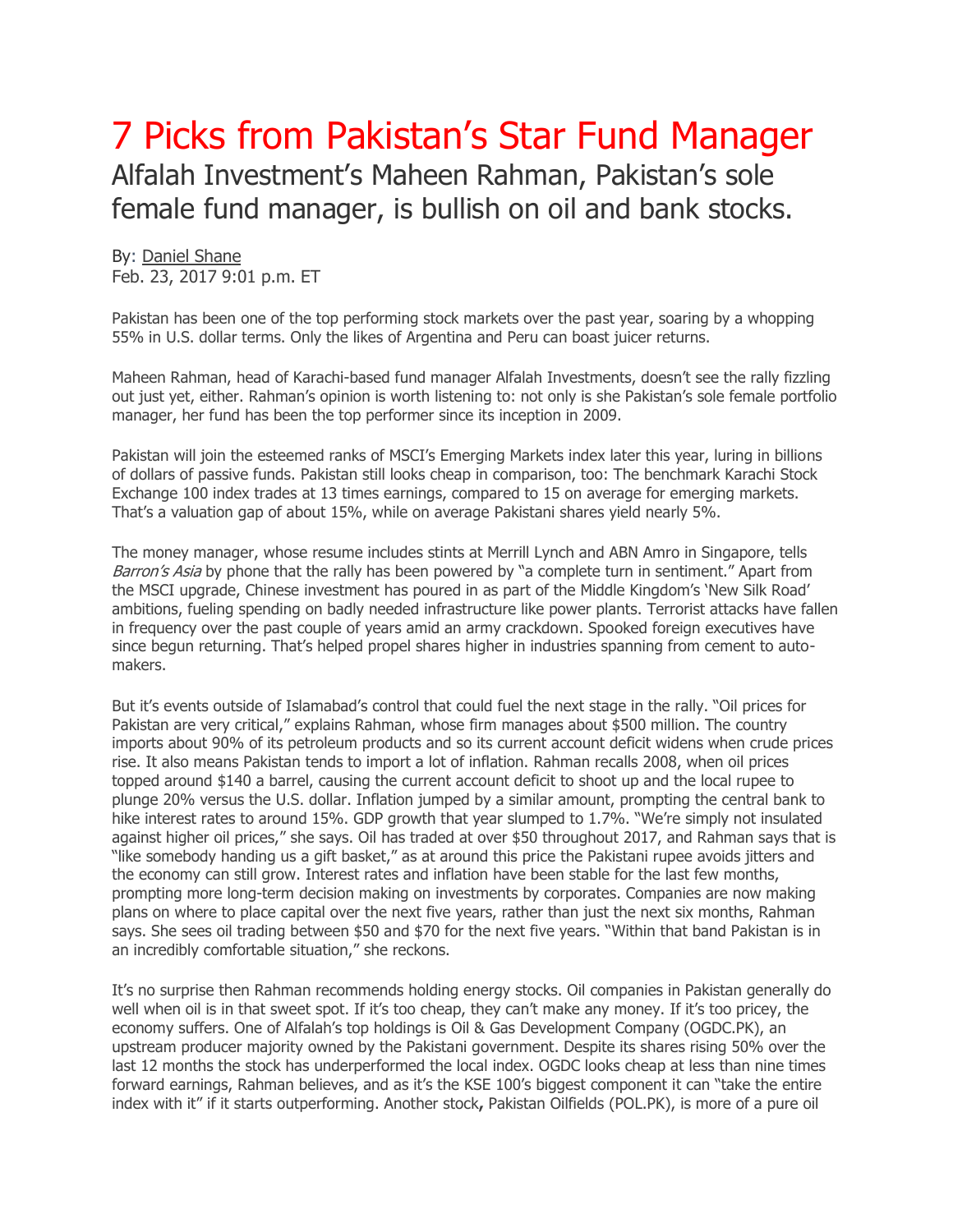# 7 Picks from Pakistan's Star Fund Manager

## Alfalah Investment's Maheen Rahman, Pakistan's sole female fund manager, is bullish on oil and bank stocks.

By: Daniel Shane
Feb. 23, 2017 9:01 p.m. ET

Pakistan has been one of the top performing stock markets over the past year, soaring by a whopping 55% in U.S. dollar terms. Only the likes of Argentina and Peru can boast juicer returns.

Maheen Rahman, head of Karachi-based fund manager Alfalah Investments, doesn't see the rally fizzling out just yet, either. Rahman's opinion is worth listening to: not only is she Pakistan's sole female portfolio manager, her fund has been the top performer since its inception in 2009.

Pakistan will join the esteemed ranks of MSCI's Emerging Markets index later this year, luring in billions of dollars of passive funds. Pakistan still looks cheap in comparison, too: The benchmark Karachi Stock Exchange 100 index trades at 13 times earnings, compared to 15 on average for emerging markets. That's a valuation gap of about 15%, while on average Pakistani shares yield nearly 5%.

The money manager, whose resume includes stints at Merrill Lynch and ABN Amro in Singapore, tells *Barron's Asia* by phone that the rally has been powered by "a complete turn in sentiment." Apart from the MSCI upgrade, Chinese investment has poured in as part of the Middle Kingdom's 'New Silk Road' ambitions, fueling spending on badly needed infrastructure like power plants. Terrorist attacks have fallen in frequency over the past couple of years amid an army crackdown. Spooked foreign executives have since begun returning. That's helped propel shares higher in industries spanning from cement to automakers.

But it's events outside of Islamabad's control that could fuel the next stage in the rally. "Oil prices for Pakistan are very critical," explains Rahman, whose firm manages about $500 million. The country imports about 90% of its petroleum products and so its current account deficit widens when crude prices rise. It also means Pakistan tends to import a lot of inflation. Rahman recalls 2008, when oil prices topped around $140 a barrel, causing the current account deficit to shoot up and the local rupee to plunge 20% versus the U.S. dollar. Inflation jumped by a similar amount, prompting the central bank to hike interest rates to around 15%. GDP growth that year slumped to 1.7%. "We're simply not insulated against higher oil prices," she says. Oil has traded at over $50 throughout 2017, and Rahman says that is "like somebody handing us a gift basket," as at around this price the Pakistani rupee avoids jitters and the economy can still grow. Interest rates and inflation have been stable for the last few months, prompting more long-term decision making on investments by corporates. Companies are now making plans on where to place capital over the next five years, rather than just the next six months, Rahman says. She sees oil trading between $50 and $70 for the next five years. "Within that band Pakistan is in an incredibly comfortable situation," she reckons.

It's no surprise then Rahman recommends holding energy stocks. Oil companies in Pakistan generally do well when oil is in that sweet spot. If it's too cheap, they can't make any money. If it's too pricey, the economy suffers. One of Alfalah's top holdings is Oil & Gas Development Company (OGDC.PK), an upstream producer majority owned by the Pakistani government. Despite its shares rising 50% over the last 12 months the stock has underperformed the local index. OGDC looks cheap at less than nine times forward earnings, Rahman believes, and as it's the KSE 100's biggest component it can "take the entire index with it" if it starts outperforming. Another stock**,** Pakistan Oilfields (POL.PK), is more of a pure oil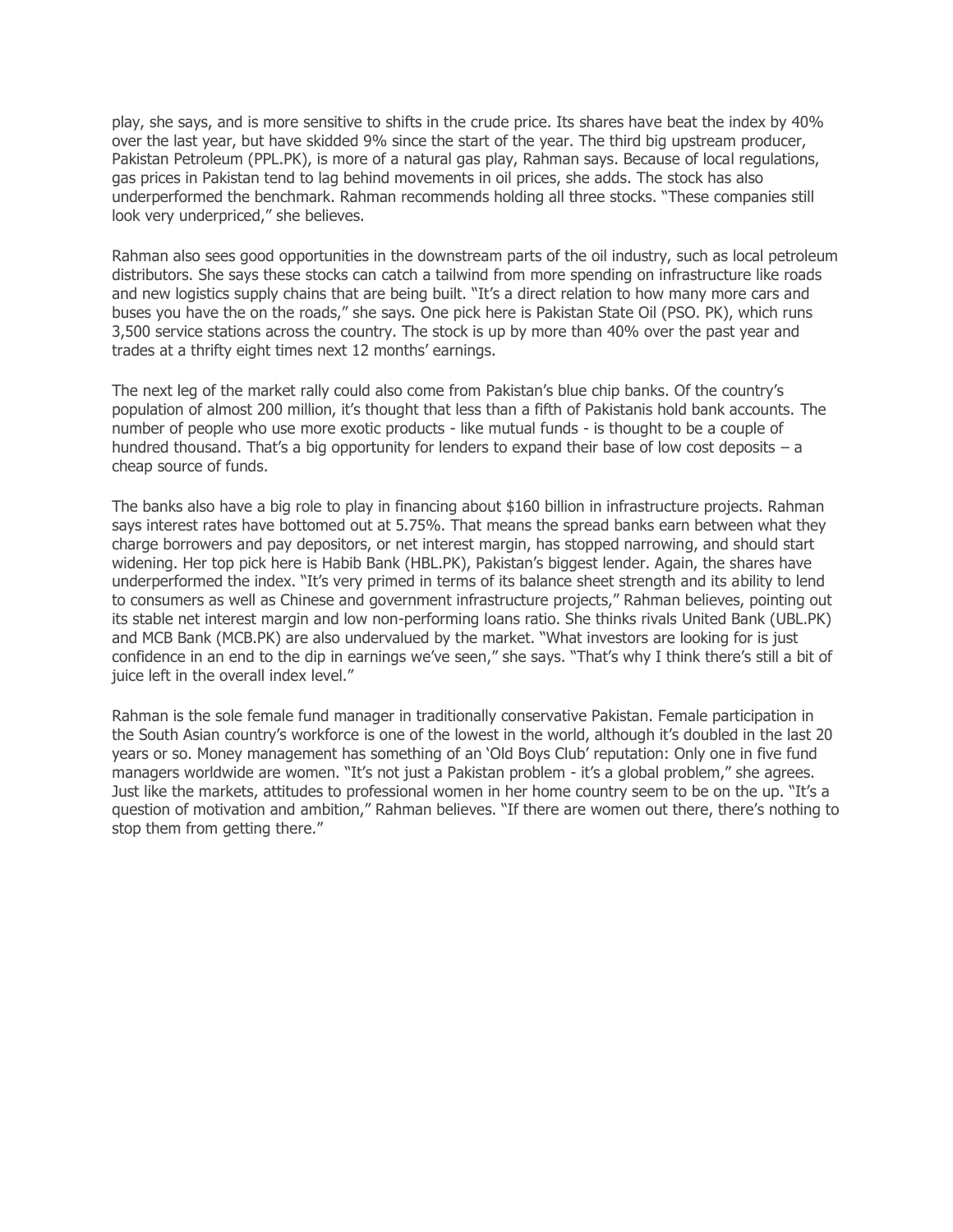play, she says, and is more sensitive to shifts in the crude price. Its shares have beat the index by 40% over the last year, but have skidded 9% since the start of the year. The third big upstream producer, Pakistan Petroleum (PPL.PK), is more of a natural gas play, Rahman says. Because of local regulations, gas prices in Pakistan tend to lag behind movements in oil prices, she adds. The stock has also underperformed the benchmark. Rahman recommends holding all three stocks. "These companies still look very underpriced," she believes.

Rahman also sees good opportunities in the downstream parts of the oil industry, such as local petroleum distributors. She says these stocks can catch a tailwind from more spending on infrastructure like roads and new logistics supply chains that are being built. "It's a direct relation to how many more cars and buses you have the on the roads," she says. One pick here is Pakistan State Oil (PSO. PK), which runs 3,500 service stations across the country. The stock is up by more than 40% over the past year and trades at a thrifty eight times next 12 months' earnings.

The next leg of the market rally could also come from Pakistan's blue chip banks. Of the country's population of almost 200 million, it's thought that less than a fifth of Pakistanis hold bank accounts. The number of people who use more exotic products - like mutual funds - is thought to be a couple of hundred thousand. That's a big opportunity for lenders to expand their base of low cost deposits – a cheap source of funds.

The banks also have a big role to play in financing about $160 billion in infrastructure projects. Rahman says interest rates have bottomed out at 5.75%. That means the spread banks earn between what they charge borrowers and pay depositors, or net interest margin, has stopped narrowing, and should start widening. Her top pick here is Habib Bank (HBL.PK), Pakistan's biggest lender. Again, the shares have underperformed the index. "It's very primed in terms of its balance sheet strength and its ability to lend to consumers as well as Chinese and government infrastructure projects," Rahman believes, pointing out its stable net interest margin and low non-performing loans ratio. She thinks rivals United Bank (UBL.PK) and MCB Bank (MCB.PK) are also undervalued by the market. "What investors are looking for is just confidence in an end to the dip in earnings we've seen," she says. "That's why I think there's still a bit of juice left in the overall index level."

Rahman is the sole female fund manager in traditionally conservative Pakistan. Female participation in the South Asian country's workforce is one of the lowest in the world, although it's doubled in the last 20 years or so. Money management has something of an 'Old Boys Club' reputation: Only one in five fund managers worldwide are women. "It's not just a Pakistan problem - it's a global problem," she agrees. Just like the markets, attitudes to professional women in her home country seem to be on the up. "It's a question of motivation and ambition," Rahman believes. "If there are women out there, there's nothing to stop them from getting there."